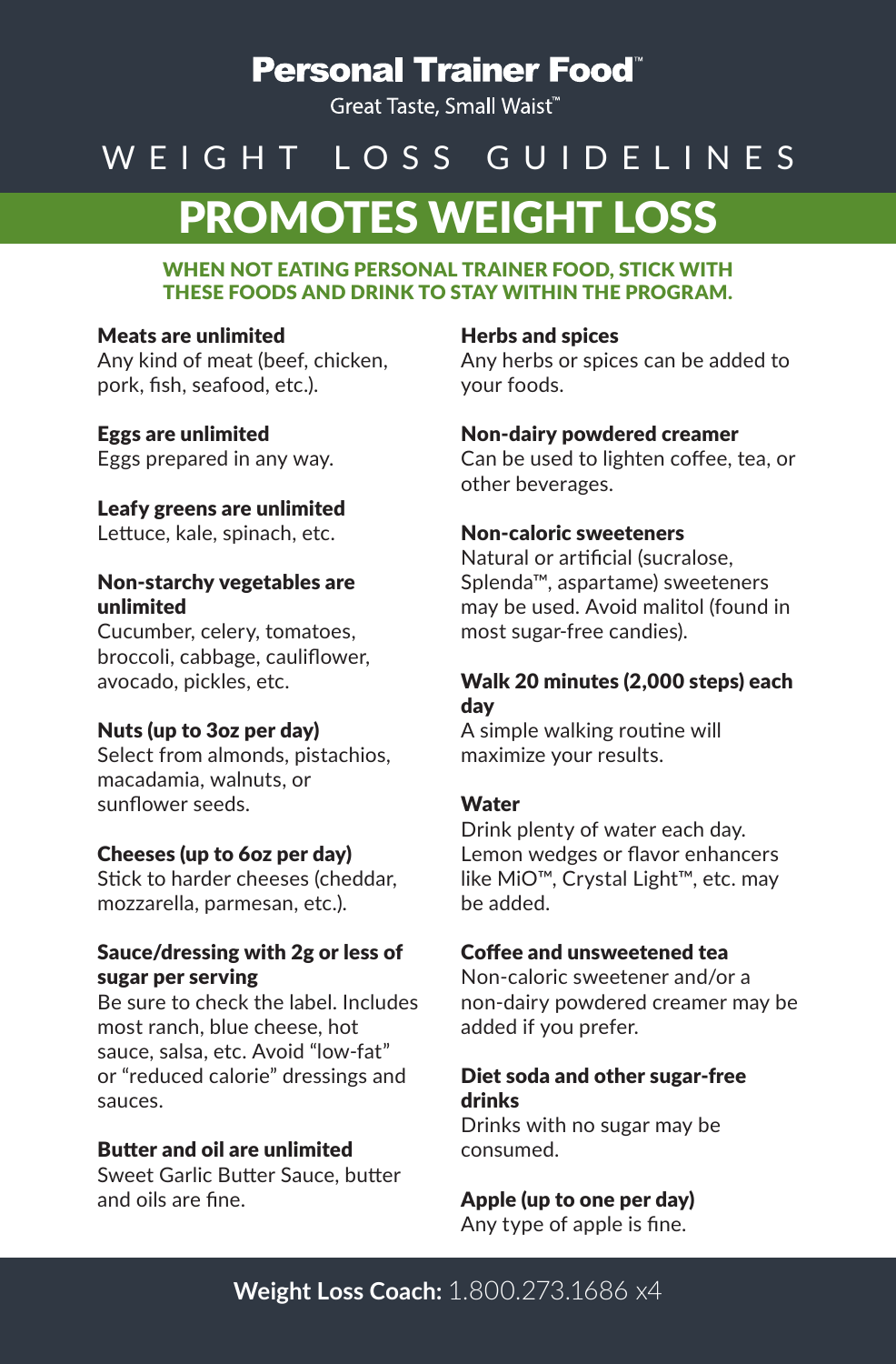# Personal Trainer Food™

Great Taste, Small Waist™

## WEIGHT LOSS GUIDELINES

## PROMOTES WEIGHT LOSS

**WHEN NOT EATING PERSONAL TRAINER FOOD, STICK WITH THESE FOODS AND DRINK TO STAY WITHIN THE PROGRAM.**

**Meats are unlimited**
Any kind of meat (beef, chicken, pork, fish, seafood, etc.).

**Eggs are unlimited**
Eggs prepared in any way.

**Leafy greens are unlimited**
Lettuce, kale, spinach, etc.

**Non-starchy vegetables are unlimited**
Cucumber, celery, tomatoes, broccoli, cabbage, cauliflower, avocado, pickles, etc.

**Nuts (up to 3oz per day)**
Select from almonds, pistachios, macadamia, walnuts, or sunflower seeds.

**Cheeses (up to 6oz per day)**
Stick to harder cheeses (cheddar, mozzarella, parmesan, etc.).

**Sauce/dressing with 2g or less of sugar per serving**
Be sure to check the label. Includes most ranch, blue cheese, hot sauce, salsa, etc. Avoid "low-fat" or "reduced calorie" dressings and sauces.

**Butter and oil are unlimited**
Sweet Garlic Butter Sauce, butter and oils are fine.

**Herbs and spices**
Any herbs or spices can be added to your foods.

**Non-dairy powdered creamer**
Can be used to lighten coffee, tea, or other beverages.

**Non-caloric sweeteners**
Natural or artificial (sucralose, Splenda™, aspartame) sweeteners may be used. Avoid malitol (found in most sugar-free candies).

**Walk 20 minutes (2,000 steps) each day**
A simple walking routine will maximize your results.

**Water**
Drink plenty of water each day. Lemon wedges or flavor enhancers like MiO™, Crystal Light™, etc. may be added.

**Coffee and unsweetened tea**
Non-caloric sweetener and/or a non-dairy powdered creamer may be added if you prefer.

**Diet soda and other sugar-free drinks**
Drinks with no sugar may be consumed.

**Apple (up to one per day)**
Any type of apple is fine.

**Weight Loss Coach:** 1.800.273.1686 x4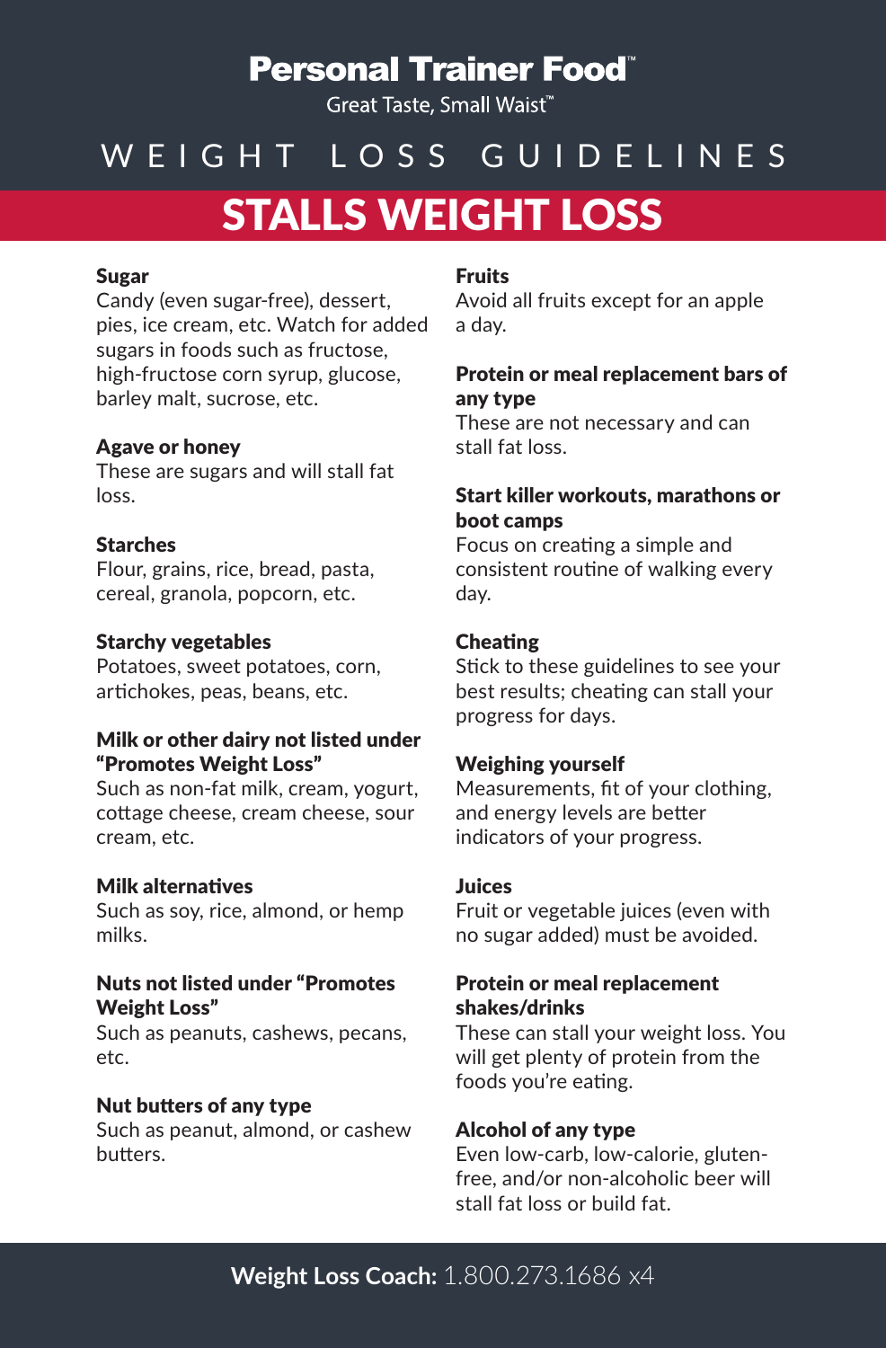# Personal Trainer Food™

Great Taste, Small Waist™

## WEIGHT LOSS GUIDELINES

## STALLS WEIGHT LOSS

**Sugar**
Candy (even sugar-free), dessert, pies, ice cream, etc. Watch for added sugars in foods such as fructose, high-fructose corn syrup, glucose, barley malt, sucrose, etc.

**Agave or honey**
These are sugars and will stall fat loss.

**Starches**
Flour, grains, rice, bread, pasta, cereal, granola, popcorn, etc.

**Starchy vegetables**
Potatoes, sweet potatoes, corn, artichokes, peas, beans, etc.

**Milk or other dairy not listed under "Promotes Weight Loss"**
Such as non-fat milk, cream, yogurt, cottage cheese, cream cheese, sour cream, etc.

**Milk alternatives**
Such as soy, rice, almond, or hemp milks.

**Nuts not listed under "Promotes Weight Loss"**
Such as peanuts, cashews, pecans, etc.

**Nut butters of any type**
Such as peanut, almond, or cashew butters.

**Fruits**
Avoid all fruits except for an apple a day.

**Protein or meal replacement bars of any type**
These are not necessary and can stall fat loss.

**Start killer workouts, marathons or boot camps**
Focus on creating a simple and consistent routine of walking every day.

**Cheating**
Stick to these guidelines to see your best results; cheating can stall your progress for days.

**Weighing yourself**
Measurements, fit of your clothing, and energy levels are better indicators of your progress.

**Juices**
Fruit or vegetable juices (even with no sugar added) must be avoided.

**Protein or meal replacement shakes/drinks**
These can stall your weight loss. You will get plenty of protein from the foods you're eating.

**Alcohol of any type**
Even low-carb, low-calorie, gluten-free, and/or non-alcoholic beer will stall fat loss or build fat.

**Weight Loss Coach:** 1.800.273.1686 x4